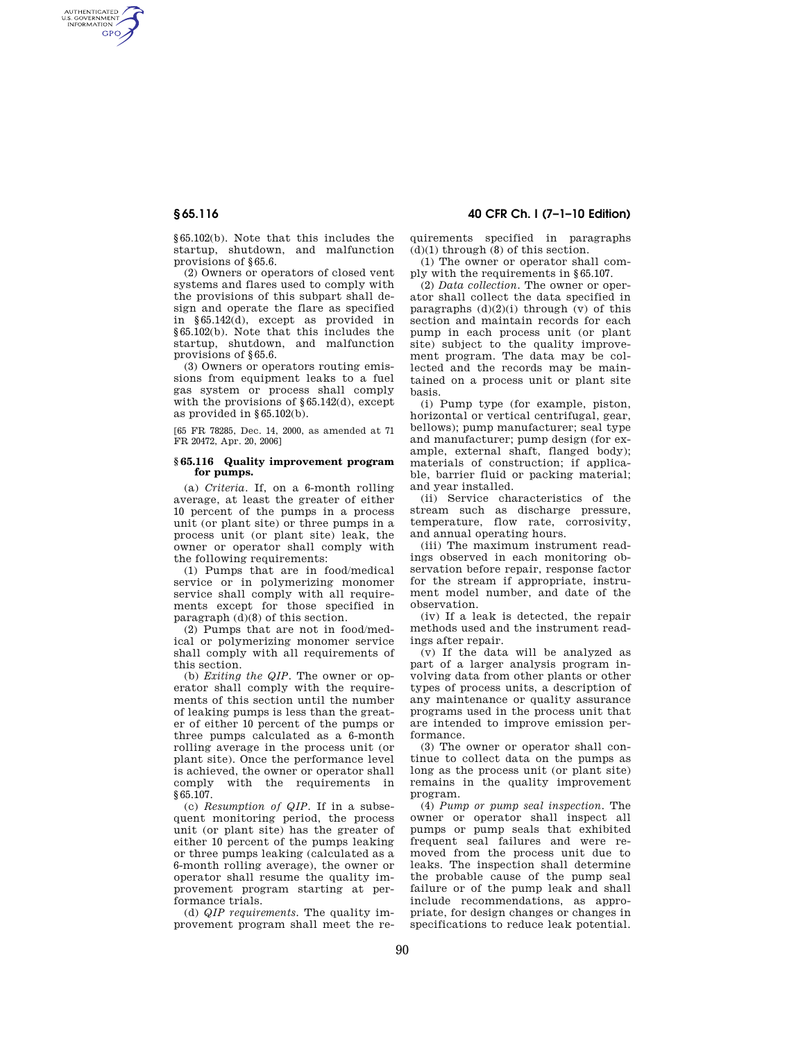§65.102(b). Note that this includes the startup, shutdown, and malfunction provisions of §65.6.

(2) Owners or operators of closed vent systems and flares used to comply with the provisions of this subpart shall design and operate the flare as specified in §65.142(d), except as provided in §65.102(b). Note that this includes the startup, shutdown, and malfunction provisions of §65.6.

(3) Owners or operators routing emissions from equipment leaks to a fuel gas system or process shall comply with the provisions of §65.142(d), except as provided in §65.102(b).

[65 FR 78285, Dec. 14, 2000, as amended at 71 FR 20472, Apr. 20, 2006]

### §65.116 Quality improvement program for pumps.

(a) *Criteria.* If, on a 6-month rolling average, at least the greater of either 10 percent of the pumps in a process unit (or plant site) or three pumps in a process unit (or plant site) leak, the owner or operator shall comply with the following requirements:

(1) Pumps that are in food/medical service or in polymerizing monomer service shall comply with all requirements except for those specified in paragraph (d)(8) of this section.

(2) Pumps that are not in food/medical or polymerizing monomer service shall comply with all requirements of this section.

(b) *Exiting the QIP.* The owner or operator shall comply with the requirements of this section until the number of leaking pumps is less than the greater of either 10 percent of the pumps or three pumps calculated as a 6-month rolling average in the process unit (or plant site). Once the performance level is achieved, the owner or operator shall comply with the requirements in §65.107.

(c) *Resumption of QIP.* If in a subsequent monitoring period, the process unit (or plant site) has the greater of either 10 percent of the pumps leaking or three pumps leaking (calculated as a 6-month rolling average), the owner or operator shall resume the quality improvement program starting at performance trials.

(d) *QIP requirements.* The quality improvement program shall meet the requirements specified in paragraphs (d)(1) through (8) of this section.

(1) The owner or operator shall comply with the requirements in §65.107.

(2) *Data collection.* The owner or operator shall collect the data specified in paragraphs (d)(2)(i) through (v) of this section and maintain records for each pump in each process unit (or plant site) subject to the quality improvement program. The data may be collected and the records may be maintained on a process unit or plant site basis.

(i) Pump type (for example, piston, horizontal or vertical centrifugal, gear, bellows); pump manufacturer; seal type and manufacturer; pump design (for example, external shaft, flanged body); materials of construction; if applicable, barrier fluid or packing material; and year installed.

(ii) Service characteristics of the stream such as discharge pressure, temperature, flow rate, corrosivity, and annual operating hours.

(iii) The maximum instrument readings observed in each monitoring observation before repair, response factor for the stream if appropriate, instrument model number, and date of the observation.

(iv) If a leak is detected, the repair methods used and the instrument readings after repair.

(v) If the data will be analyzed as part of a larger analysis program involving data from other plants or other types of process units, a description of any maintenance or quality assurance programs used in the process unit that are intended to improve emission performance.

(3) The owner or operator shall continue to collect data on the pumps as long as the process unit (or plant site) remains in the quality improvement program.

(4) *Pump or pump seal inspection.* The owner or operator shall inspect all pumps or pump seals that exhibited frequent seal failures and were removed from the process unit due to leaks. The inspection shall determine the probable cause of the pump seal failure or of the pump leak and shall include recommendations, as appropriate, for design changes or changes in specifications to reduce leak potential.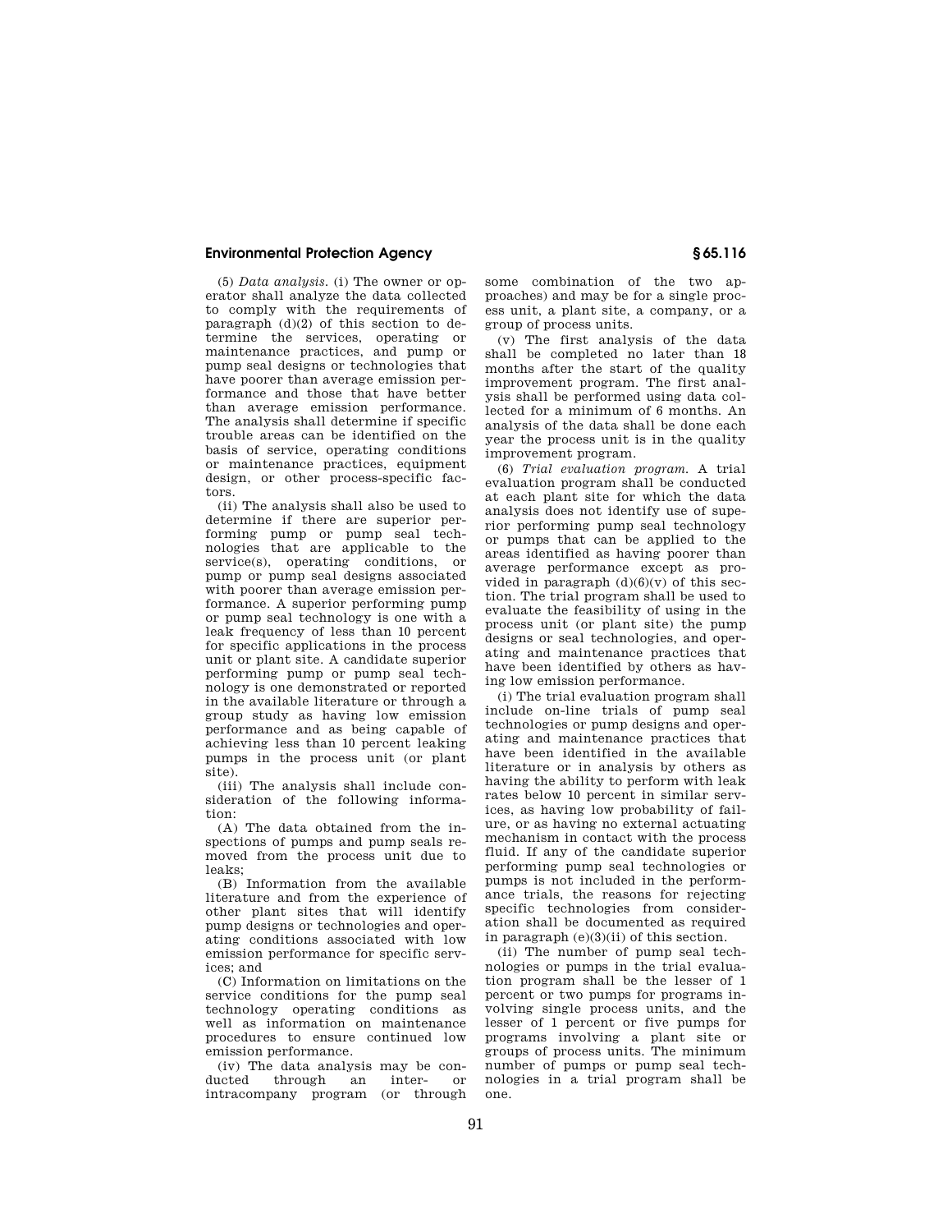(5) *Data analysis.* (i) The owner or operator shall analyze the data collected to comply with the requirements of paragraph (d)(2) of this section to determine the services, operating or maintenance practices, and pump or pump seal designs or technologies that have poorer than average emission performance and those that have better than average emission performance. The analysis shall determine if specific trouble areas can be identified on the basis of service, operating conditions or maintenance practices, equipment design, or other process-specific factors.

(ii) The analysis shall also be used to determine if there are superior performing pump or pump seal technologies that are applicable to the service(s), operating conditions, or pump or pump seal designs associated with poorer than average emission performance. A superior performing pump or pump seal technology is one with a leak frequency of less than 10 percent for specific applications in the process unit or plant site. A candidate superior performing pump or pump seal technology is one demonstrated or reported in the available literature or through a group study as having low emission performance and as being capable of achieving less than 10 percent leaking pumps in the process unit (or plant site).

(iii) The analysis shall include consideration of the following information:

(A) The data obtained from the inspections of pumps and pump seals removed from the process unit due to leaks;

(B) Information from the available literature and from the experience of other plant sites that will identify pump designs or technologies and operating conditions associated with low emission performance for specific services; and

(C) Information on limitations on the service conditions for the pump seal technology operating conditions as well as information on maintenance procedures to ensure continued low emission performance.

(iv) The data analysis may be conducted through an inter- or intracompany program (or through some combination of the two approaches) and may be for a single process unit, a plant site, a company, or a group of process units.

(v) The first analysis of the data shall be completed no later than 18 months after the start of the quality improvement program. The first analysis shall be performed using data collected for a minimum of 6 months. An analysis of the data shall be done each year the process unit is in the quality improvement program.

(6) *Trial evaluation program.* A trial evaluation program shall be conducted at each plant site for which the data analysis does not identify use of superior performing pump seal technology or pumps that can be applied to the areas identified as having poorer than average performance except as provided in paragraph (d)(6)(v) of this section. The trial program shall be used to evaluate the feasibility of using in the process unit (or plant site) the pump designs or seal technologies, and operating and maintenance practices that have been identified by others as having low emission performance.

(i) The trial evaluation program shall include on-line trials of pump seal technologies or pump designs and operating and maintenance practices that have been identified in the available literature or in analysis by others as having the ability to perform with leak rates below 10 percent in similar services, as having low probability of failure, or as having no external actuating mechanism in contact with the process fluid. If any of the candidate superior performing pump seal technologies or pumps is not included in the performance trials, the reasons for rejecting specific technologies from consideration shall be documented as required in paragraph (e)(3)(ii) of this section.

(ii) The number of pump seal technologies or pumps in the trial evaluation program shall be the lesser of 1 percent or two pumps for programs involving single process units, and the lesser of 1 percent or five pumps for programs involving a plant site or groups of process units. The minimum number of pumps or pump seal technologies in a trial program shall be one.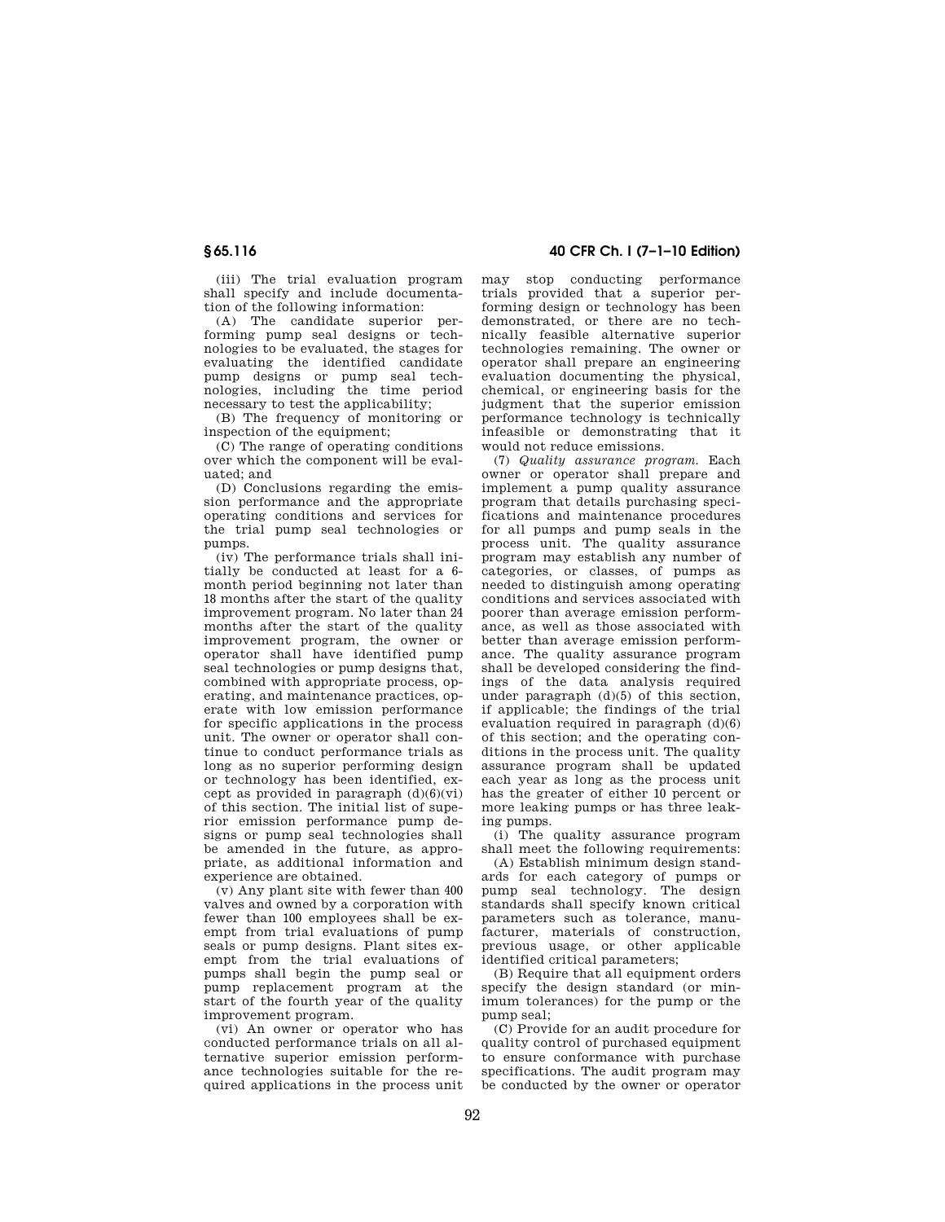(iii) The trial evaluation program shall specify and include documentation of the following information:

(A) The candidate superior performing pump seal designs or technologies to be evaluated, the stages for evaluating the identified candidate pump designs or pump seal technologies, including the time period necessary to test the applicability;

(B) The frequency of monitoring or inspection of the equipment;

(C) The range of operating conditions over which the component will be evaluated; and

(D) Conclusions regarding the emission performance and the appropriate operating conditions and services for the trial pump seal technologies or pumps.

(iv) The performance trials shall initially be conducted at least for a 6-month period beginning not later than 18 months after the start of the quality improvement program. No later than 24 months after the start of the quality improvement program, the owner or operator shall have identified pump seal technologies or pump designs that, combined with appropriate process, operating, and maintenance practices, operate with low emission performance for specific applications in the process unit. The owner or operator shall continue to conduct performance trials as long as no superior performing design or technology has been identified, except as provided in paragraph (d)(6)(vi) of this section. The initial list of superior emission performance pump designs or pump seal technologies shall be amended in the future, as appropriate, as additional information and experience are obtained.

(v) Any plant site with fewer than 400 valves and owned by a corporation with fewer than 100 employees shall be exempt from trial evaluations of pump seals or pump designs. Plant sites exempt from the trial evaluations of pumps shall begin the pump seal or pump replacement program at the start of the fourth year of the quality improvement program.

(vi) An owner or operator who has conducted performance trials on all alternative superior emission performance technologies suitable for the required applications in the process unit may stop conducting performance trials provided that a superior performing design or technology has been demonstrated, or there are no technically feasible alternative superior technologies remaining. The owner or operator shall prepare an engineering evaluation documenting the physical, chemical, or engineering basis for the judgment that the superior emission performance technology is technically infeasible or demonstrating that it would not reduce emissions.

(7) *Quality assurance program.* Each owner or operator shall prepare and implement a pump quality assurance program that details purchasing specifications and maintenance procedures for all pumps and pump seals in the process unit. The quality assurance program may establish any number of categories, or classes, of pumps as needed to distinguish among operating conditions and services associated with poorer than average emission performance, as well as those associated with better than average emission performance. The quality assurance program shall be developed considering the findings of the data analysis required under paragraph (d)(5) of this section, if applicable; the findings of the trial evaluation required in paragraph (d)(6) of this section; and the operating conditions in the process unit. The quality assurance program shall be updated each year as long as the process unit has the greater of either 10 percent or more leaking pumps or has three leaking pumps.

(i) The quality assurance program shall meet the following requirements:

(A) Establish minimum design standards for each category of pumps or pump seal technology. The design standards shall specify known critical parameters such as tolerance, manufacturer, materials of construction, previous usage, or other applicable identified critical parameters;

(B) Require that all equipment orders specify the design standard (or minimum tolerances) for the pump or the pump seal;

(C) Provide for an audit procedure for quality control of purchased equipment to ensure conformance with purchase specifications. The audit program may be conducted by the owner or operator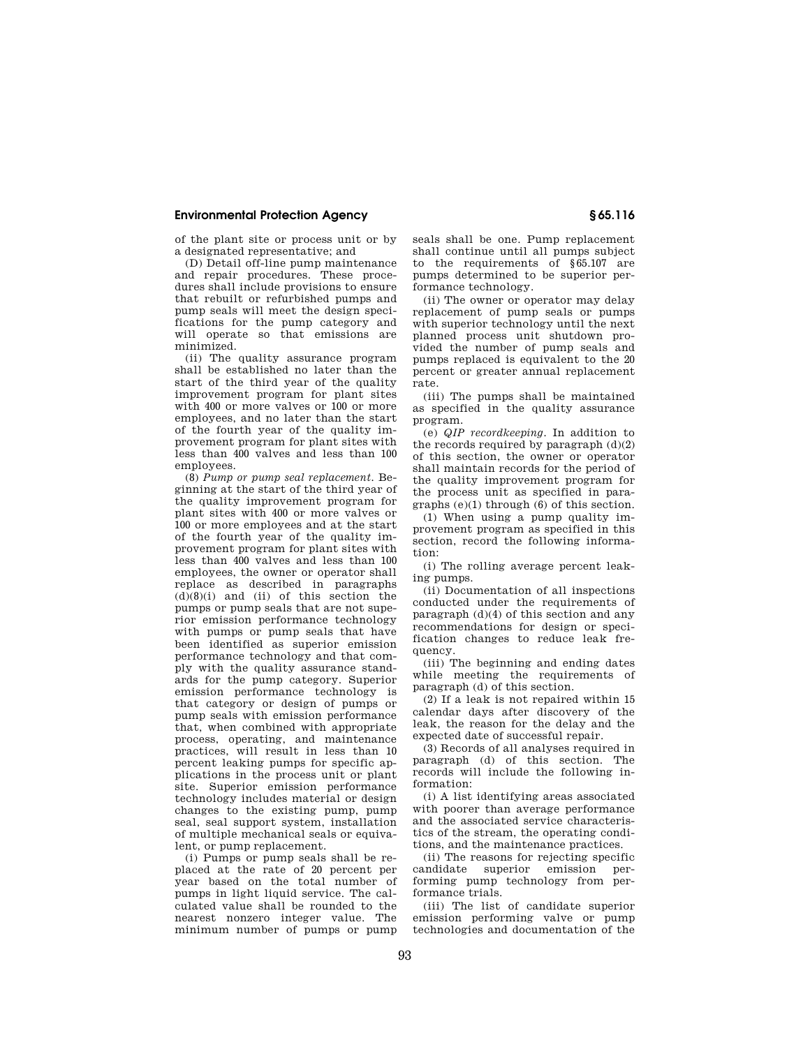of the plant site or process unit or by a designated representative; and

(D) Detail off-line pump maintenance and repair procedures. These procedures shall include provisions to ensure that rebuilt or refurbished pumps and pump seals will meet the design specifications for the pump category and will operate so that emissions are minimized.

(ii) The quality assurance program shall be established no later than the start of the third year of the quality improvement program for plant sites with 400 or more valves or 100 or more employees, and no later than the start of the fourth year of the quality improvement program for plant sites with less than 400 valves and less than 100 employees.

(8) *Pump or pump seal replacement.* Beginning at the start of the third year of the quality improvement program for plant sites with 400 or more valves or 100 or more employees and at the start of the fourth year of the quality improvement program for plant sites with less than 400 valves and less than 100 employees, the owner or operator shall replace as described in paragraphs (d)(8)(i) and (ii) of this section the pumps or pump seals that are not superior emission performance technology with pumps or pump seals that have been identified as superior emission performance technology and that comply with the quality assurance standards for the pump category. Superior emission performance technology is that category or design of pumps or pump seals with emission performance that, when combined with appropriate process, operating, and maintenance practices, will result in less than 10 percent leaking pumps for specific applications in the process unit or plant site. Superior emission performance technology includes material or design changes to the existing pump, pump seal, seal support system, installation of multiple mechanical seals or equivalent, or pump replacement.

(i) Pumps or pump seals shall be replaced at the rate of 20 percent per year based on the total number of pumps in light liquid service. The calculated value shall be rounded to the nearest nonzero integer value. The minimum number of pumps or pump seals shall be one. Pump replacement shall continue until all pumps subject to the requirements of §65.107 are pumps determined to be superior performance technology.

(ii) The owner or operator may delay replacement of pump seals or pumps with superior technology until the next planned process unit shutdown provided the number of pump seals and pumps replaced is equivalent to the 20 percent or greater annual replacement rate.

(iii) The pumps shall be maintained as specified in the quality assurance program.

(e) *QIP recordkeeping.* In addition to the records required by paragraph (d)(2) of this section, the owner or operator shall maintain records for the period of the quality improvement program for the process unit as specified in paragraphs (e)(1) through (6) of this section.

(1) When using a pump quality improvement program as specified in this section, record the following information:

(i) The rolling average percent leaking pumps.

(ii) Documentation of all inspections conducted under the requirements of paragraph (d)(4) of this section and any recommendations for design or specification changes to reduce leak frequency.

(iii) The beginning and ending dates while meeting the requirements of paragraph (d) of this section.

(2) If a leak is not repaired within 15 calendar days after discovery of the leak, the reason for the delay and the expected date of successful repair.

(3) Records of all analyses required in paragraph (d) of this section. The records will include the following information:

(i) A list identifying areas associated with poorer than average performance and the associated service characteristics of the stream, the operating conditions, and the maintenance practices.

(ii) The reasons for rejecting specific candidate superior emission performing pump technology from performance trials.

(iii) The list of candidate superior emission performing valve or pump technologies and documentation of the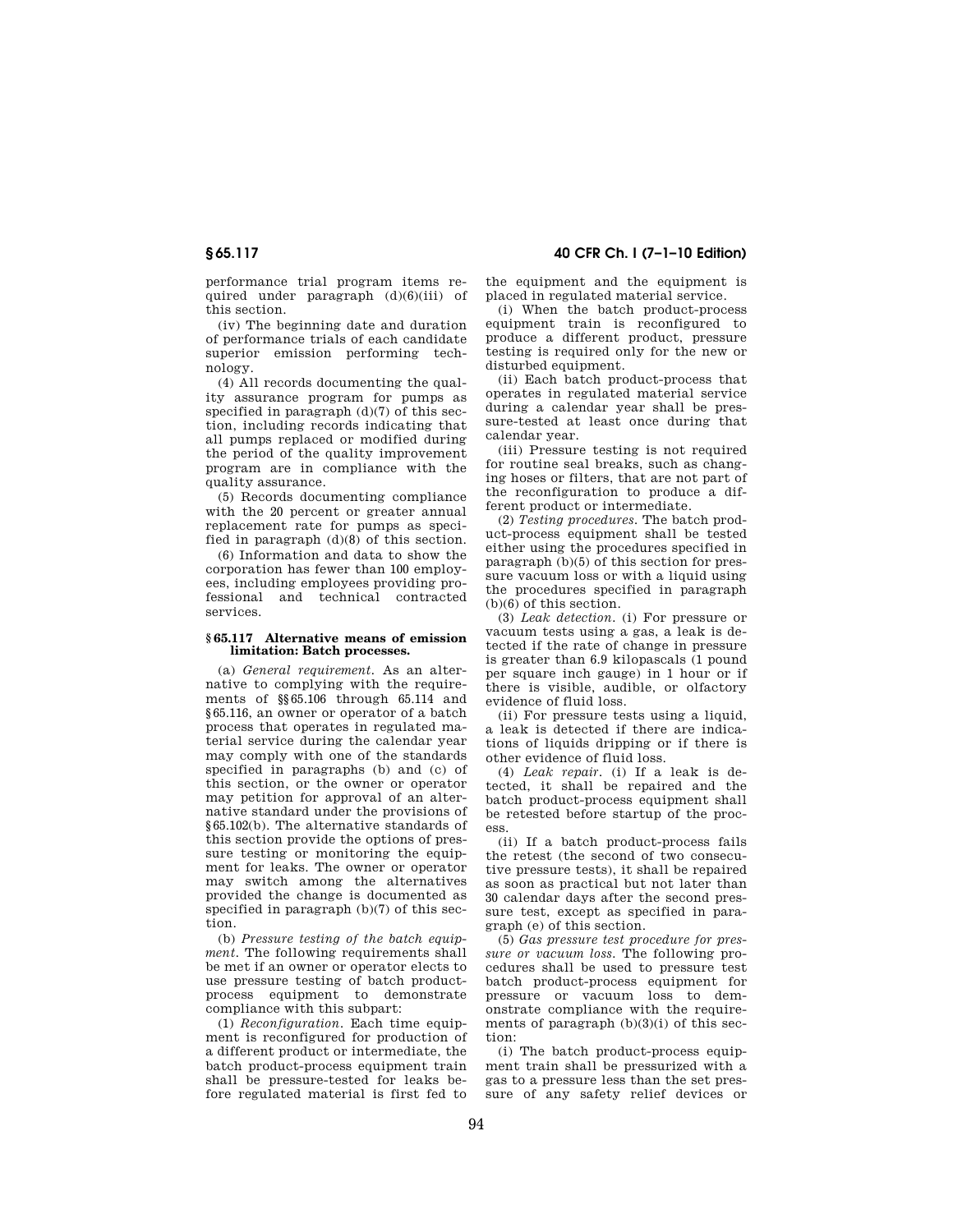performance trial program items required under paragraph (d)(6)(iii) of this section.

(iv) The beginning date and duration of performance trials of each candidate superior emission performing technology.

(4) All records documenting the quality assurance program for pumps as specified in paragraph (d)(7) of this section, including records indicating that all pumps replaced or modified during the period of the quality improvement program are in compliance with the quality assurance.

(5) Records documenting compliance with the 20 percent or greater annual replacement rate for pumps as specified in paragraph (d)(8) of this section.

(6) Information and data to show the corporation has fewer than 100 employees, including employees providing professional and technical contracted services.

### § 65.117 Alternative means of emission limitation: Batch processes.

(a) *General requirement.* As an alternative to complying with the requirements of §§ 65.106 through 65.114 and § 65.116, an owner or operator of a batch process that operates in regulated material service during the calendar year may comply with one of the standards specified in paragraphs (b) and (c) of this section, or the owner or operator may petition for approval of an alternative standard under the provisions of § 65.102(b). The alternative standards of this section provide the options of pressure testing or monitoring the equipment for leaks. The owner or operator may switch among the alternatives provided the change is documented as specified in paragraph (b)(7) of this section.

(b) *Pressure testing of the batch equipment.* The following requirements shall be met if an owner or operator elects to use pressure testing of batch product-process equipment to demonstrate compliance with this subpart:

(1) *Reconfiguration.* Each time equipment is reconfigured for production of a different product or intermediate, the batch product-process equipment train shall be pressure-tested for leaks before regulated material is first fed to the equipment and the equipment is placed in regulated material service.

(i) When the batch product-process equipment train is reconfigured to produce a different product, pressure testing is required only for the new or disturbed equipment.

(ii) Each batch product-process that operates in regulated material service during a calendar year shall be pressure-tested at least once during that calendar year.

(iii) Pressure testing is not required for routine seal breaks, such as changing hoses or filters, that are not part of the reconfiguration to produce a different product or intermediate.

(2) *Testing procedures.* The batch product-process equipment shall be tested either using the procedures specified in paragraph (b)(5) of this section for pressure vacuum loss or with a liquid using the procedures specified in paragraph (b)(6) of this section.

(3) *Leak detection.* (i) For pressure or vacuum tests using a gas, a leak is detected if the rate of change in pressure is greater than 6.9 kilopascals (1 pound per square inch gauge) in 1 hour or if there is visible, audible, or olfactory evidence of fluid loss.

(ii) For pressure tests using a liquid, a leak is detected if there are indications of liquids dripping or if there is other evidence of fluid loss.

(4) *Leak repair.* (i) If a leak is detected, it shall be repaired and the batch product-process equipment shall be retested before startup of the process.

(ii) If a batch product-process fails the retest (the second of two consecutive pressure tests), it shall be repaired as soon as practical but not later than 30 calendar days after the second pressure test, except as specified in paragraph (e) of this section.

(5) *Gas pressure test procedure for pressure or vacuum loss.* The following procedures shall be used to pressure test batch product-process equipment for pressure or vacuum loss to demonstrate compliance with the requirements of paragraph (b)(3)(i) of this section:

(i) The batch product-process equipment train shall be pressurized with a gas to a pressure less than the set pressure of any safety relief devices or